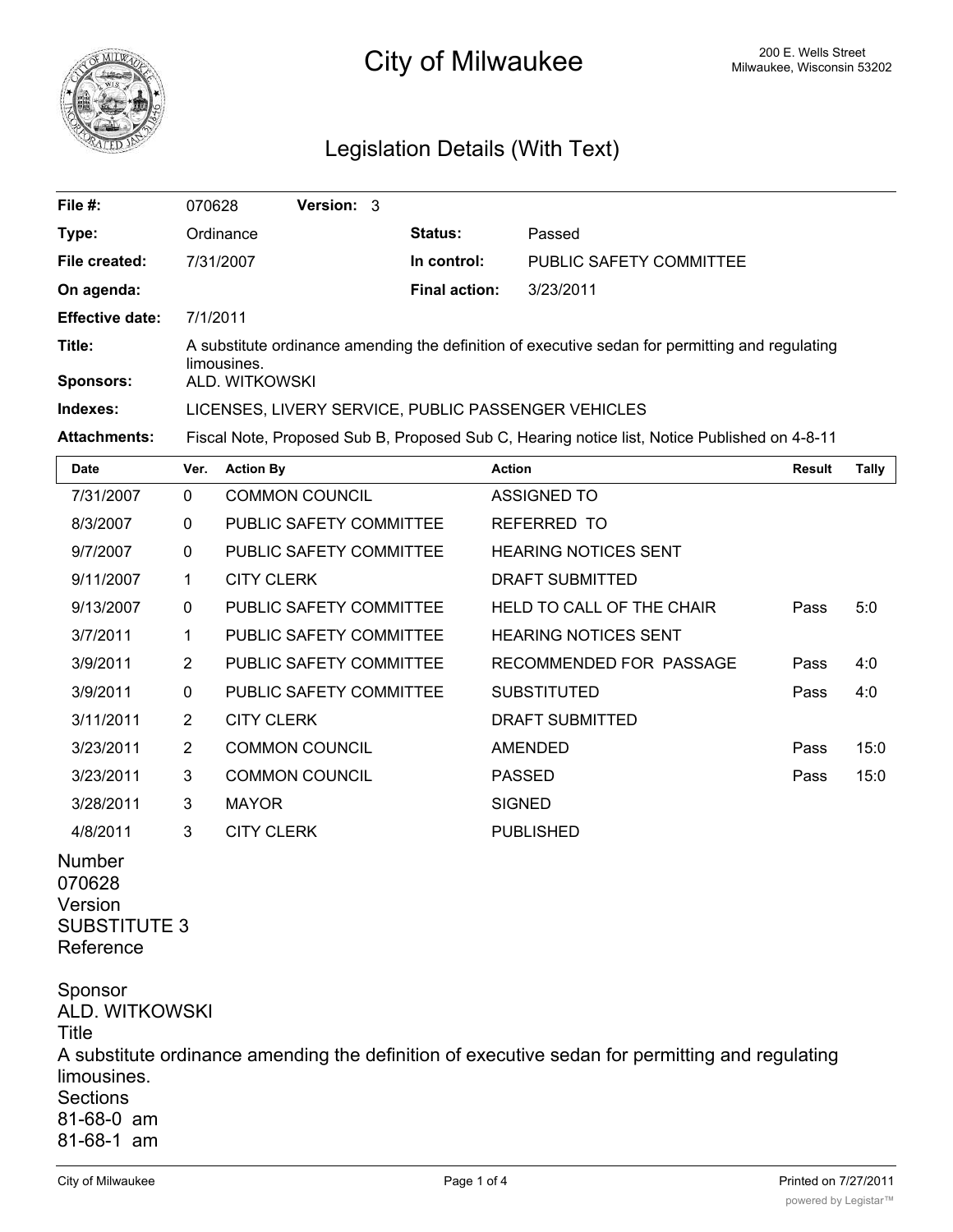# City of Milwaukee

200 E. Wells Street
Milwaukee, Wisconsin 53202

## Legislation Details (With Text)

| | | | |
|---|---|---|---|
| **File #:** | 070628 **Version:** 3 | | |
| **Type:** | Ordinance | **Status:** | Passed |
| **File created:** | 7/31/2007 | **In control:** | PUBLIC SAFETY COMMITTEE |
| **On agenda:** | | **Final action:** | 3/23/2011 |
| **Effective date:** | 7/1/2011 | | |
| **Title:** | A substitute ordinance amending the definition of executive sedan for permitting and regulating limousines. | | |
| **Sponsors:** | ALD. WITKOWSKI | | |
| **Indexes:** | LICENSES, LIVERY SERVICE, PUBLIC PASSENGER VEHICLES | | |
| **Attachments:** | Fiscal Note, Proposed Sub B, Proposed Sub C, Hearing notice list, Notice Published on 4-8-11 | | |

| Date | Ver. | Action By | Action | Result | Tally |
|---|---|---|---|---|---|
| 7/31/2007 | 0 | COMMON COUNCIL | ASSIGNED TO | | |
| 8/3/2007 | 0 | PUBLIC SAFETY COMMITTEE | REFERRED TO | | |
| 9/7/2007 | 0 | PUBLIC SAFETY COMMITTEE | HEARING NOTICES SENT | | |
| 9/11/2007 | 1 | CITY CLERK | DRAFT SUBMITTED | | |
| 9/13/2007 | 0 | PUBLIC SAFETY COMMITTEE | HELD TO CALL OF THE CHAIR | Pass | 5:0 |
| 3/7/2011 | 1 | PUBLIC SAFETY COMMITTEE | HEARING NOTICES SENT | | |
| 3/9/2011 | 2 | PUBLIC SAFETY COMMITTEE | RECOMMENDED FOR PASSAGE | Pass | 4:0 |
| 3/9/2011 | 0 | PUBLIC SAFETY COMMITTEE | SUBSTITUTED | Pass | 4:0 |
| 3/11/2011 | 2 | CITY CLERK | DRAFT SUBMITTED | | |
| 3/23/2011 | 2 | COMMON COUNCIL | AMENDED | Pass | 15:0 |
| 3/23/2011 | 3 | COMMON COUNCIL | PASSED | Pass | 15:0 |
| 3/28/2011 | 3 | MAYOR | SIGNED | | |
| 4/8/2011 | 3 | CITY CLERK | PUBLISHED | | |

Number
070628
Version
SUBSTITUTE 3
Reference

Sponsor
ALD. WITKOWSKI
Title
A substitute ordinance amending the definition of executive sedan for permitting and regulating limousines.
Sections
81-68-0 am
81-68-1 am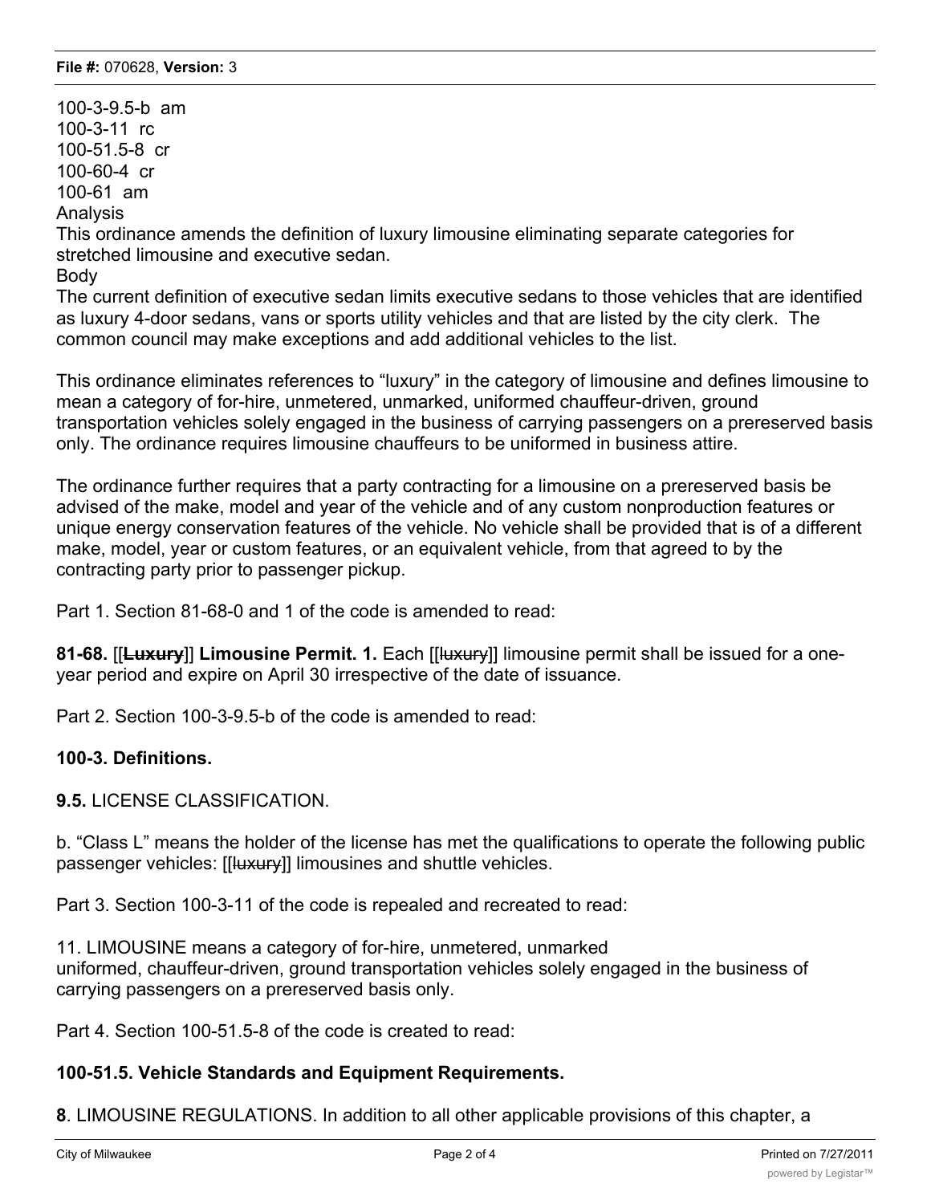100-3-9.5-b am
100-3-11 rc
100-51.5-8 cr
100-60-4 cr
100-61 am
Analysis
This ordinance amends the definition of luxury limousine eliminating separate categories for stretched limousine and executive sedan.
Body
The current definition of executive sedan limits executive sedans to those vehicles that are identified as luxury 4-door sedans, vans or sports utility vehicles and that are listed by the city clerk. The common council may make exceptions and add additional vehicles to the list.

This ordinance eliminates references to "luxury" in the category of limousine and defines limousine to mean a category of for-hire, unmetered, unmarked, uniformed chauffeur-driven, ground transportation vehicles solely engaged in the business of carrying passengers on a prereserved basis only. The ordinance requires limousine chauffeurs to be uniformed in business attire.

The ordinance further requires that a party contracting for a limousine on a prereserved basis be advised of the make, model and year of the vehicle and of any custom nonproduction features or unique energy conservation features of the vehicle. No vehicle shall be provided that is of a different make, model, year or custom features, or an equivalent vehicle, from that agreed to by the contracting party prior to passenger pickup.

Part 1. Section 81-68-0 and 1 of the code is amended to read:

**81-68.** [[~~**Luxury**~~]] **Limousine Permit. 1.** Each [[~~luxury~~]] limousine permit shall be issued for a one-year period and expire on April 30 irrespective of the date of issuance.

Part 2. Section 100-3-9.5-b of the code is amended to read:

**100-3. Definitions.**

**9.5.** LICENSE CLASSIFICATION.

b. "Class L" means the holder of the license has met the qualifications to operate the following public passenger vehicles: [[~~luxury~~]] limousines and shuttle vehicles.

Part 3. Section 100-3-11 of the code is repealed and recreated to read:

11. LIMOUSINE means a category of for-hire, unmetered, unmarked uniformed, chauffeur-driven, ground transportation vehicles solely engaged in the business of carrying passengers on a prereserved basis only.

Part 4. Section 100-51.5-8 of the code is created to read:

**100-51.5. Vehicle Standards and Equipment Requirements.**

**8**. LIMOUSINE REGULATIONS. In addition to all other applicable provisions of this chapter, a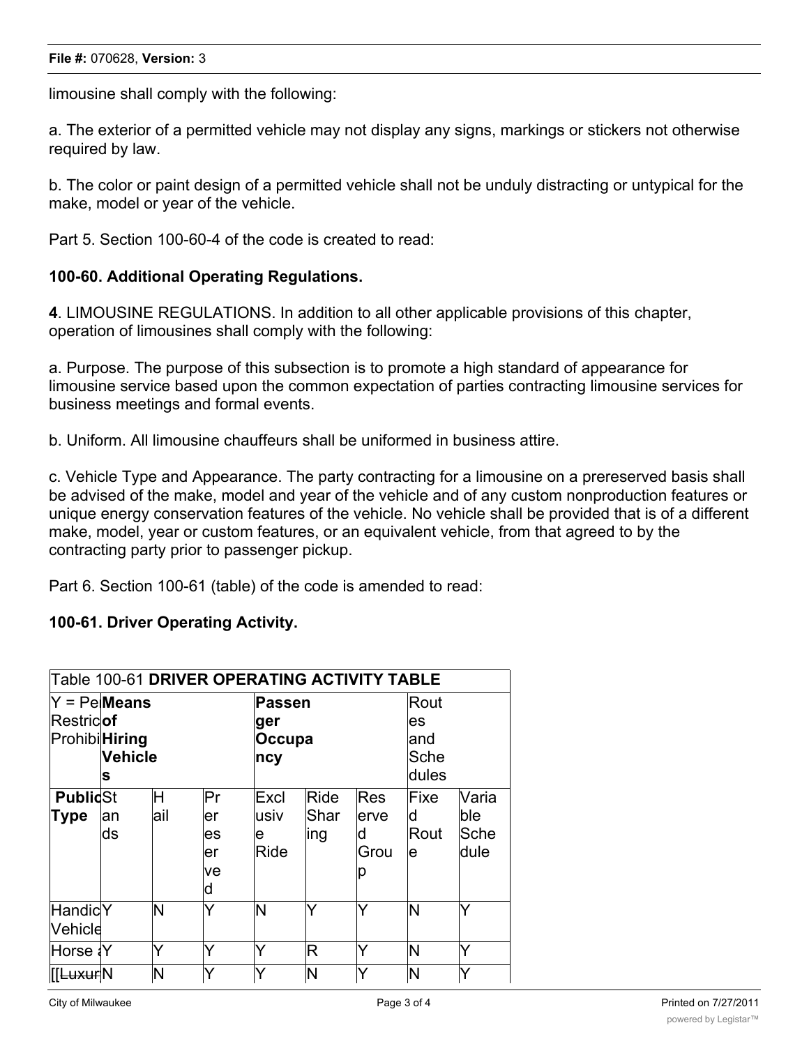limousine shall comply with the following:

a. The exterior of a permitted vehicle may not display any signs, markings or stickers not otherwise required by law.

b. The color or paint design of a permitted vehicle shall not be unduly distracting or untypical for the make, model or year of the vehicle.

Part 5. Section 100-60-4 of the code is created to read:

**100-60. Additional Operating Regulations.**

**4**. LIMOUSINE REGULATIONS. In addition to all other applicable provisions of this chapter, operation of limousines shall comply with the following:

a. Purpose. The purpose of this subsection is to promote a high standard of appearance for limousine service based upon the common expectation of parties contracting limousine services for business meetings and formal events.

b. Uniform. All limousine chauffeurs shall be uniformed in business attire.

c. Vehicle Type and Appearance. The party contracting for a limousine on a prereserved basis shall be advised of the make, model and year of the vehicle and of any custom nonproduction features or unique energy conservation features of the vehicle. No vehicle shall be provided that is of a different make, model, year or custom features, or an equivalent vehicle, from that agreed to by the contracting party prior to passenger pickup.

Part 6. Section 100-61 (table) of the code is amended to read:

**100-61. Driver Operating Activity.**

| Table 100-61 **DRIVER OPERATING ACTIVITY TABLE** | | | | | | | | |
|---|---|---|---|---|---|---|---|---|
| Y = Pe Restric Prohibi | **Means of Hiring Vehicles** | | | **Passenger Occupancy** | | | Routes and Schedules | |
| **Public Type** | Stands | Hail | Preserved | Exclusive Ride | Ride Sharing | Reserved Group | Fixed Route | Variable Schedule |
| Handic Vehicle | Y | N | Y | N | Y | Y | N | Y |
| Horse | Y | Y | Y | Y | R | Y | N | Y |
| [[~~Luxur~~ | N | N | Y | Y | N | Y | N | Y |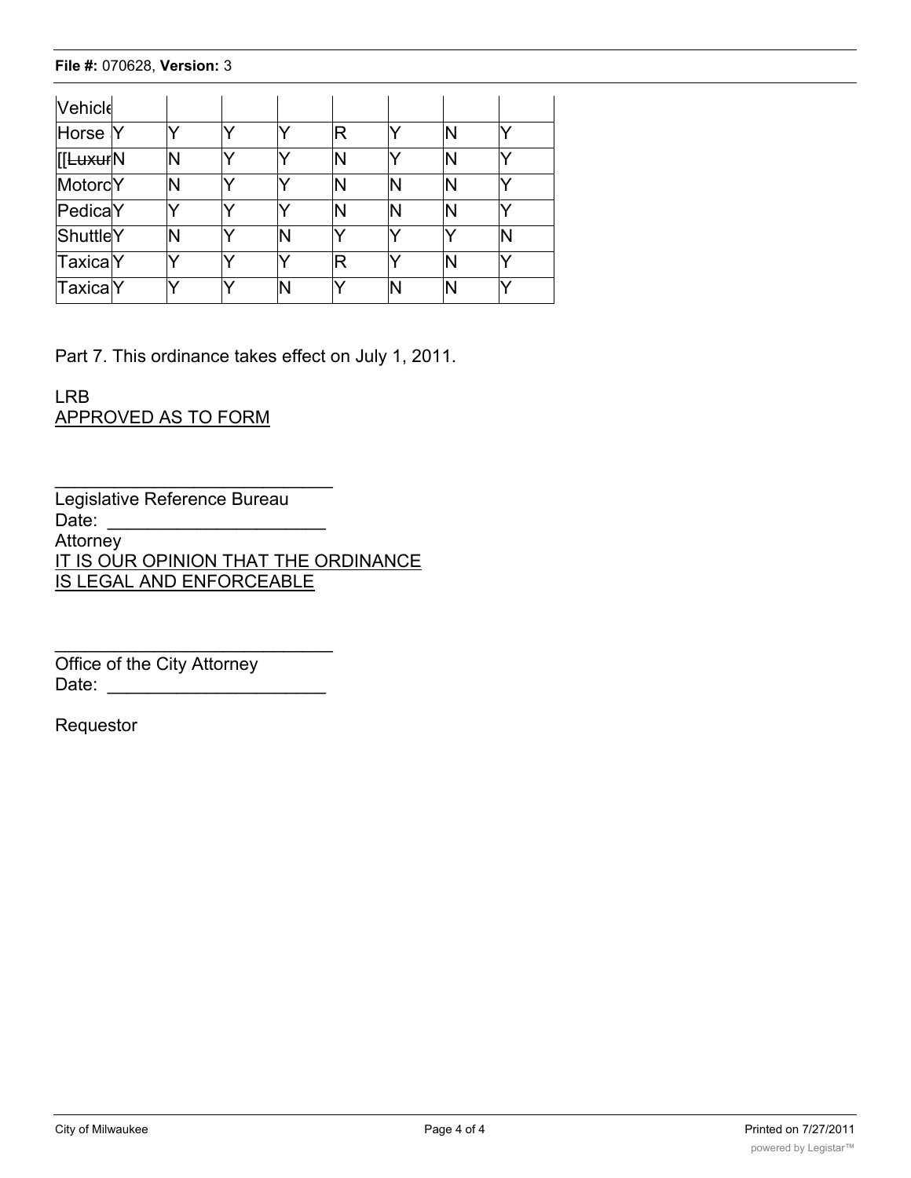| | | | | | | | | |
|---|---|---|---|---|---|---|---|---|
| Vehicle | | | | | | | | |
| Horse | Y | Y | Y | Y | R | Y | N | Y |
| [[~~Luxur~~ | N | N | Y | Y | N | Y | N | Y |
| Motorc | Y | N | Y | Y | N | N | N | Y |
| Pedica | Y | Y | Y | Y | N | N | N | Y |
| Shuttle | Y | N | Y | N | Y | Y | Y | N |
| Taxica | Y | Y | Y | Y | R | Y | N | Y |
| Taxica | Y | Y | Y | N | Y | N | N | Y |

Part 7. This ordinance takes effect on July 1, 2011.

LRB
APPROVED AS TO FORM

_____________________________
Legislative Reference Bureau
Date: ______________________
Attorney
IT IS OUR OPINION THAT THE ORDINANCE
IS LEGAL AND ENFORCEABLE

_____________________________
Office of the City Attorney
Date: ______________________

Requestor